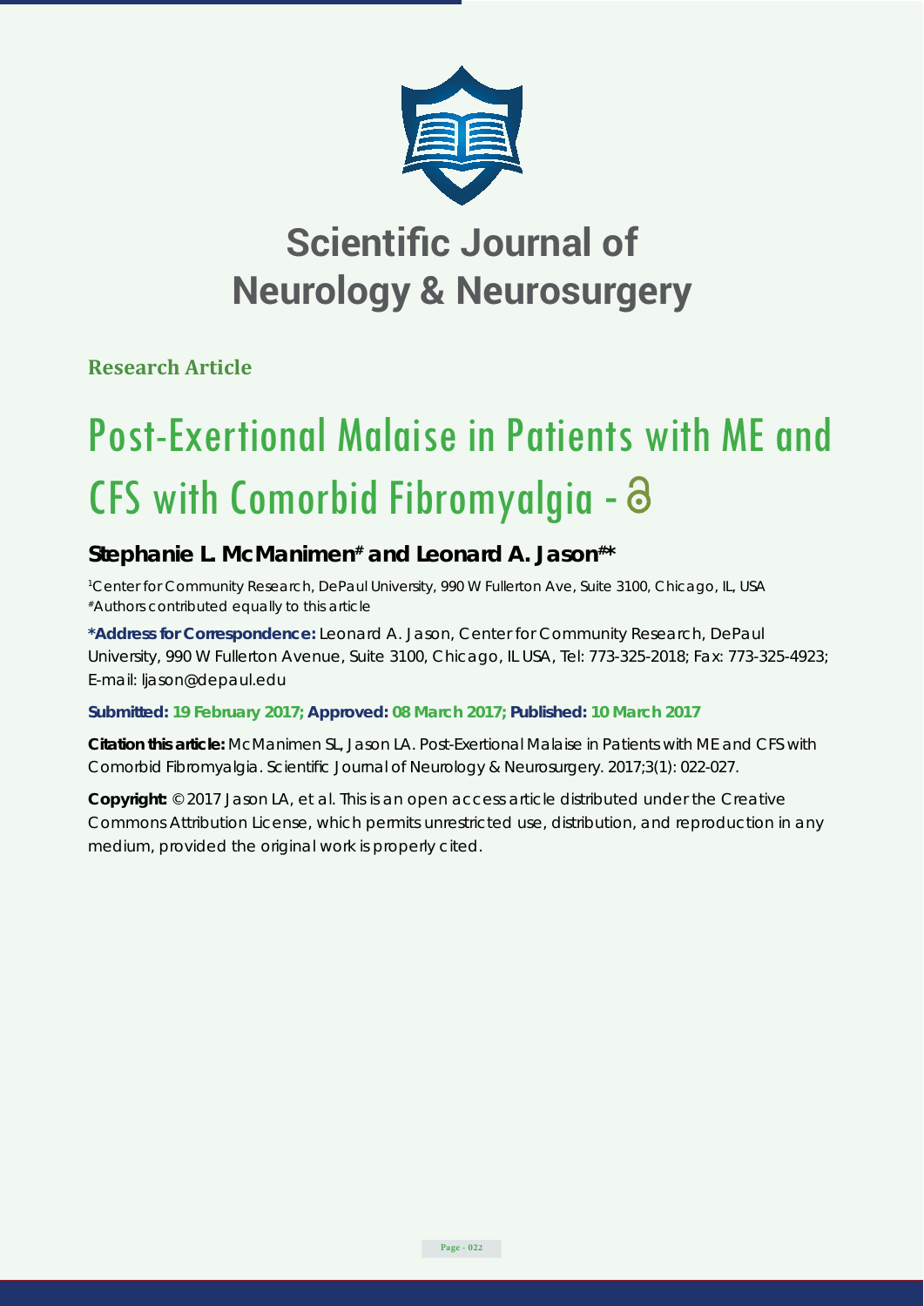# Scientific Journal of Neurology & Neurosurgery

**Research Article**

# Post-Exertional Malaise in Patients with ME and CFS with Comorbid Fibromyalgia

**Stephanie L. McManimen[#] and Leonard A. Jason[#*]**

[1]Center for Community Research, DePaul University, 990 W Fullerton Ave, Suite 3100, Chicago, IL, USA
[#]Authors contributed equally to this article

**\*Address for Correspondence:** Leonard A. Jason, Center for Community Research, DePaul University, 990 W Fullerton Avenue, Suite 3100, Chicago, IL USA, Tel: 773-325-2018; Fax: 773-325-4923; E-mail: ljason@depaul.edu

**Submitted: 19 February 2017; Approved: 08 March 2017; Published: 10 March 2017**

**Citation this article:** McManimen SL, Jason LA. Post-Exertional Malaise in Patients with ME and CFS with Comorbid Fibromyalgia. Scientific Journal of Neurology & Neurosurgery. 2017;3(1): 022-027.

**Copyright:** © 2017 Jason LA, et al. This is an open access article distributed under the Creative Commons Attribution License, which permits unrestricted use, distribution, and reproduction in any medium, provided the original work is properly cited.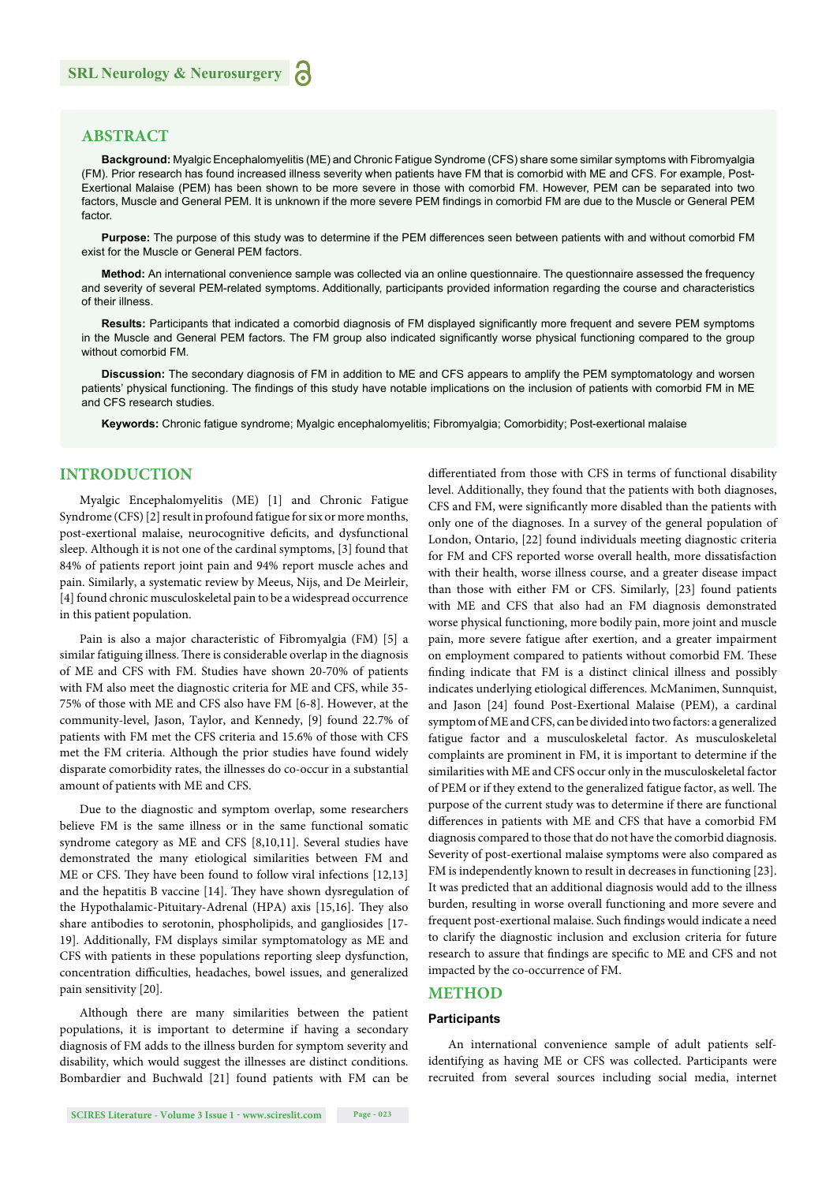## ABSTRACT

**Background:** Myalgic Encephalomyelitis (ME) and Chronic Fatigue Syndrome (CFS) share some similar symptoms with Fibromyalgia (FM). Prior research has found increased illness severity when patients have FM that is comorbid with ME and CFS. For example, Post-Exertional Malaise (PEM) has been shown to be more severe in those with comorbid FM. However, PEM can be separated into two factors, Muscle and General PEM. It is unknown if the more severe PEM findings in comorbid FM are due to the Muscle or General PEM factor.

**Purpose:** The purpose of this study was to determine if the PEM differences seen between patients with and without comorbid FM exist for the Muscle or General PEM factors.

**Method:** An international convenience sample was collected via an online questionnaire. The questionnaire assessed the frequency and severity of several PEM-related symptoms. Additionally, participants provided information regarding the course and characteristics of their illness.

**Results:** Participants that indicated a comorbid diagnosis of FM displayed significantly more frequent and severe PEM symptoms in the Muscle and General PEM factors. The FM group also indicated significantly worse physical functioning compared to the group without comorbid FM.

**Discussion:** The secondary diagnosis of FM in addition to ME and CFS appears to amplify the PEM symptomatology and worsen patients' physical functioning. The findings of this study have notable implications on the inclusion of patients with comorbid FM in ME and CFS research studies.

**Keywords:** Chronic fatigue syndrome; Myalgic encephalomyelitis; Fibromyalgia; Comorbidity; Post-exertional malaise

## INTRODUCTION

Myalgic Encephalomyelitis (ME) [1] and Chronic Fatigue Syndrome (CFS) [2] result in profound fatigue for six or more months, post-exertional malaise, neurocognitive deficits, and dysfunctional sleep. Although it is not one of the cardinal symptoms, [3] found that 84% of patients report joint pain and 94% report muscle aches and pain. Similarly, a systematic review by Meeus, Nijs, and De Meirleir, [4] found chronic musculoskeletal pain to be a widespread occurrence in this patient population.

Pain is also a major characteristic of Fibromyalgia (FM) [5] a similar fatiguing illness. There is considerable overlap in the diagnosis of ME and CFS with FM. Studies have shown 20-70% of patients with FM also meet the diagnostic criteria for ME and CFS, while 35-75% of those with ME and CFS also have FM [6-8]. However, at the community-level, Jason, Taylor, and Kennedy, [9] found 22.7% of patients with FM met the CFS criteria and 15.6% of those with CFS met the FM criteria. Although the prior studies have found widely disparate comorbidity rates, the illnesses do co-occur in a substantial amount of patients with ME and CFS.

Due to the diagnostic and symptom overlap, some researchers believe FM is the same illness or in the same functional somatic syndrome category as ME and CFS [8,10,11]. Several studies have demonstrated the many etiological similarities between FM and ME or CFS. They have been found to follow viral infections [12,13] and the hepatitis B vaccine [14]. They have shown dysregulation of the Hypothalamic-Pituitary-Adrenal (HPA) axis [15,16]. They also share antibodies to serotonin, phospholipids, and gangliosides [17-19]. Additionally, FM displays similar symptomatology as ME and CFS with patients in these populations reporting sleep dysfunction, concentration difficulties, headaches, bowel issues, and generalized pain sensitivity [20].

Although there are many similarities between the patient populations, it is important to determine if having a secondary diagnosis of FM adds to the illness burden for symptom severity and disability, which would suggest the illnesses are distinct conditions. Bombardier and Buchwald [21] found patients with FM can be differentiated from those with CFS in terms of functional disability level. Additionally, they found that the patients with both diagnoses, CFS and FM, were significantly more disabled than the patients with only one of the diagnoses. In a survey of the general population of London, Ontario, [22] found individuals meeting diagnostic criteria for FM and CFS reported worse overall health, more dissatisfaction with their health, worse illness course, and a greater disease impact than those with either FM or CFS. Similarly, [23] found patients with ME and CFS that also had an FM diagnosis demonstrated worse physical functioning, more bodily pain, more joint and muscle pain, more severe fatigue after exertion, and a greater impairment on employment compared to patients without comorbid FM. These finding indicate that FM is a distinct clinical illness and possibly indicates underlying etiological differences. McManimen, Sunnquist, and Jason [24] found Post-Exertional Malaise (PEM), a cardinal symptom of ME and CFS, can be divided into two factors: a generalized fatigue factor and a musculoskeletal factor. As musculoskeletal complaints are prominent in FM, it is important to determine if the similarities with ME and CFS occur only in the musculoskeletal factor of PEM or if they extend to the generalized fatigue factor, as well. The purpose of the current study was to determine if there are functional differences in patients with ME and CFS that have a comorbid FM diagnosis compared to those that do not have the comorbid diagnosis. Severity of post-exertional malaise symptoms were also compared as FM is independently known to result in decreases in functioning [23]. It was predicted that an additional diagnosis would add to the illness burden, resulting in worse overall functioning and more severe and frequent post-exertional malaise. Such findings would indicate a need to clarify the diagnostic inclusion and exclusion criteria for future research to assure that findings are specific to ME and CFS and not impacted by the co-occurrence of FM.

## METHOD

### Participants

An international convenience sample of adult patients self-identifying as having ME or CFS was collected. Participants were recruited from several sources including social media, internet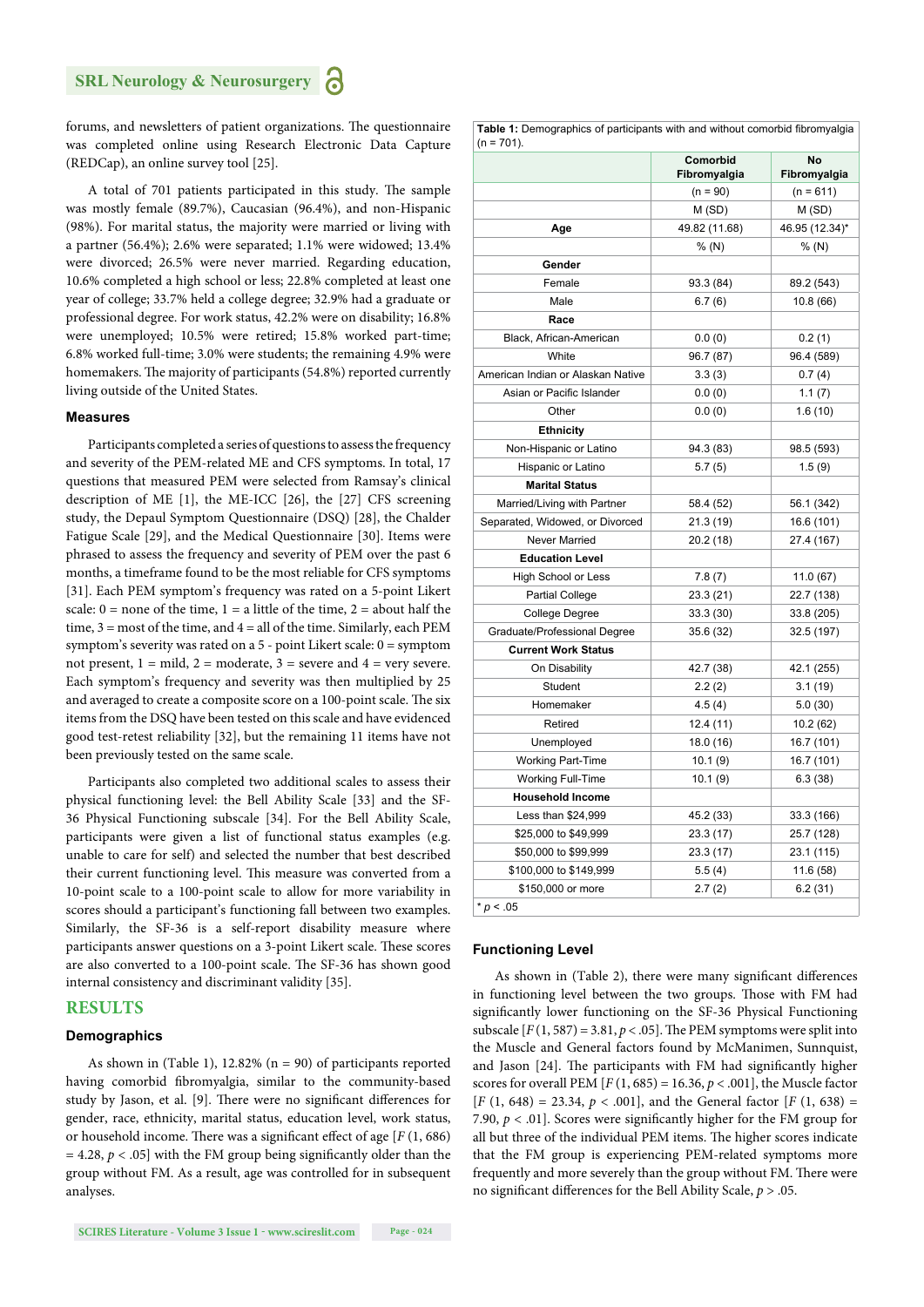forums, and newsletters of patient organizations. The questionnaire was completed online using Research Electronic Data Capture (REDCap), an online survey tool [25].

A total of 701 patients participated in this study. The sample was mostly female (89.7%), Caucasian (96.4%), and non-Hispanic (98%). For marital status, the majority were married or living with a partner (56.4%); 2.6% were separated; 1.1% were widowed; 13.4% were divorced; 26.5% were never married. Regarding education, 10.6% completed a high school or less; 22.8% completed at least one year of college; 33.7% held a college degree; 32.9% had a graduate or professional degree. For work status, 42.2% were on disability; 16.8% were unemployed; 10.5% were retired; 15.8% worked part-time; 6.8% worked full-time; 3.0% were students; the remaining 4.9% were homemakers. The majority of participants (54.8%) reported currently living outside of the United States.

### Measures

Participants completed a series of questions to assess the frequency and severity of the PEM-related ME and CFS symptoms. In total, 17 questions that measured PEM were selected from Ramsay's clinical description of ME [1], the ME-ICC [26], the [27] CFS screening study, the Depaul Symptom Questionnaire (DSQ) [28], the Chalder Fatigue Scale [29], and the Medical Questionnaire [30]. Items were phrased to assess the frequency and severity of PEM over the past 6 months, a timeframe found to be the most reliable for CFS symptoms [31]. Each PEM symptom's frequency was rated on a 5-point Likert scale: 0 = none of the time, 1 = a little of the time, 2 = about half the time, 3 = most of the time, and 4 = all of the time. Similarly, each PEM symptom's severity was rated on a 5 - point Likert scale: 0 = symptom not present, 1 = mild, 2 = moderate, 3 = severe and 4 = very severe. Each symptom's frequency and severity was then multiplied by 25 and averaged to create a composite score on a 100-point scale. The six items from the DSQ have been tested on this scale and have evidenced good test-retest reliability [32], but the remaining 11 items have not been previously tested on the same scale.

Participants also completed two additional scales to assess their physical functioning level: the Bell Ability Scale [33] and the SF-36 Physical Functioning subscale [34]. For the Bell Ability Scale, participants were given a list of functional status examples (e.g. unable to care for self) and selected the number that best described their current functioning level. This measure was converted from a 10-point scale to a 100-point scale to allow for more variability in scores should a participant's functioning fall between two examples. Similarly, the SF-36 is a self-report disability measure where participants answer questions on a 3-point Likert scale. These scores are also converted to a 100-point scale. The SF-36 has shown good internal consistency and discriminant validity [35].

## RESULTS

### Demographics

As shown in (Table 1), 12.82% (n = 90) of participants reported having comorbid fibromyalgia, similar to the community-based study by Jason, et al. [9]. There were no significant differences for gender, race, ethnicity, marital status, education level, work status, or household income. There was a significant effect of age [$F$ (1, 686) = 4.28, $p < .05$] with the FM group being significantly older than the group without FM. As a result, age was controlled for in subsequent analyses.

**Table 1:** Demographics of participants with and without comorbid fibromyalgia (n = 701).

| | Comorbid Fibromyalgia | No Fibromyalgia |
|---|---|---|
| | (n = 90) | (n = 611) |
| | M (SD) | M (SD) |
| **Age** | 49.82 (11.68) | 46.95 (12.34)* |
| | % (N) | % (N) |
| **Gender** | | |
| Female | 93.3 (84) | 89.2 (543) |
| Male | 6.7 (6) | 10.8 (66) |
| **Race** | | |
| Black, African-American | 0.0 (0) | 0.2 (1) |
| White | 96.7 (87) | 96.4 (589) |
| American Indian or Alaskan Native | 3.3 (3) | 0.7 (4) |
| Asian or Pacific Islander | 0.0 (0) | 1.1 (7) |
| Other | 0.0 (0) | 1.6 (10) |
| **Ethnicity** | | |
| Non-Hispanic or Latino | 94.3 (83) | 98.5 (593) |
| Hispanic or Latino | 5.7 (5) | 1.5 (9) |
| **Marital Status** | | |
| Married/Living with Partner | 58.4 (52) | 56.1 (342) |
| Separated, Widowed, or Divorced | 21.3 (19) | 16.6 (101) |
| Never Married | 20.2 (18) | 27.4 (167) |
| **Education Level** | | |
| High School or Less | 7.8 (7) | 11.0 (67) |
| Partial College | 23.3 (21) | 22.7 (138) |
| College Degree | 33.3 (30) | 33.8 (205) |
| Graduate/Professional Degree | 35.6 (32) | 32.5 (197) |
| **Current Work Status** | | |
| On Disability | 42.7 (38) | 42.1 (255) |
| Student | 2.2 (2) | 3.1 (19) |
| Homemaker | 4.5 (4) | 5.0 (30) |
| Retired | 12.4 (11) | 10.2 (62) |
| Unemployed | 18.0 (16) | 16.7 (101) |
| Working Part-Time | 10.1 (9) | 16.7 (101) |
| Working Full-Time | 10.1 (9) | 6.3 (38) |
| **Household Income** | | |
| Less than $24,999 | 45.2 (33) | 33.3 (166) |
| $25,000 to $49,999 | 23.3 (17) | 25.7 (128) |
| $50,000 to $99,999 | 23.3 (17) | 23.1 (115) |
| $100,000 to $149,999 | 5.5 (4) | 11.6 (58) |
| $150,000 or more | 2.7 (2) | 6.2 (31) |

* $p < .05$

### Functioning Level

As shown in (Table 2), there were many significant differences in functioning level between the two groups. Those with FM had significantly lower functioning on the SF-36 Physical Functioning subscale [$F$ (1, 587) = 3.81, $p < .05$]. The PEM symptoms were split into the Muscle and General factors found by McManimen, Sunnquist, and Jason [24]. The participants with FM had significantly higher scores for overall PEM [$F$ (1, 685) = 16.36, $p < .001$], the Muscle factor [$F$ (1, 648) = 23.34, $p < .001$], and the General factor [$F$ (1, 638) = 7.90, $p < .01$]. Scores were significantly higher for the FM group for all but three of the individual PEM items. The higher scores indicate that the FM group is experiencing PEM-related symptoms more frequently and more severely than the group without FM. There were no significant differences for the Bell Ability Scale, $p > .05$.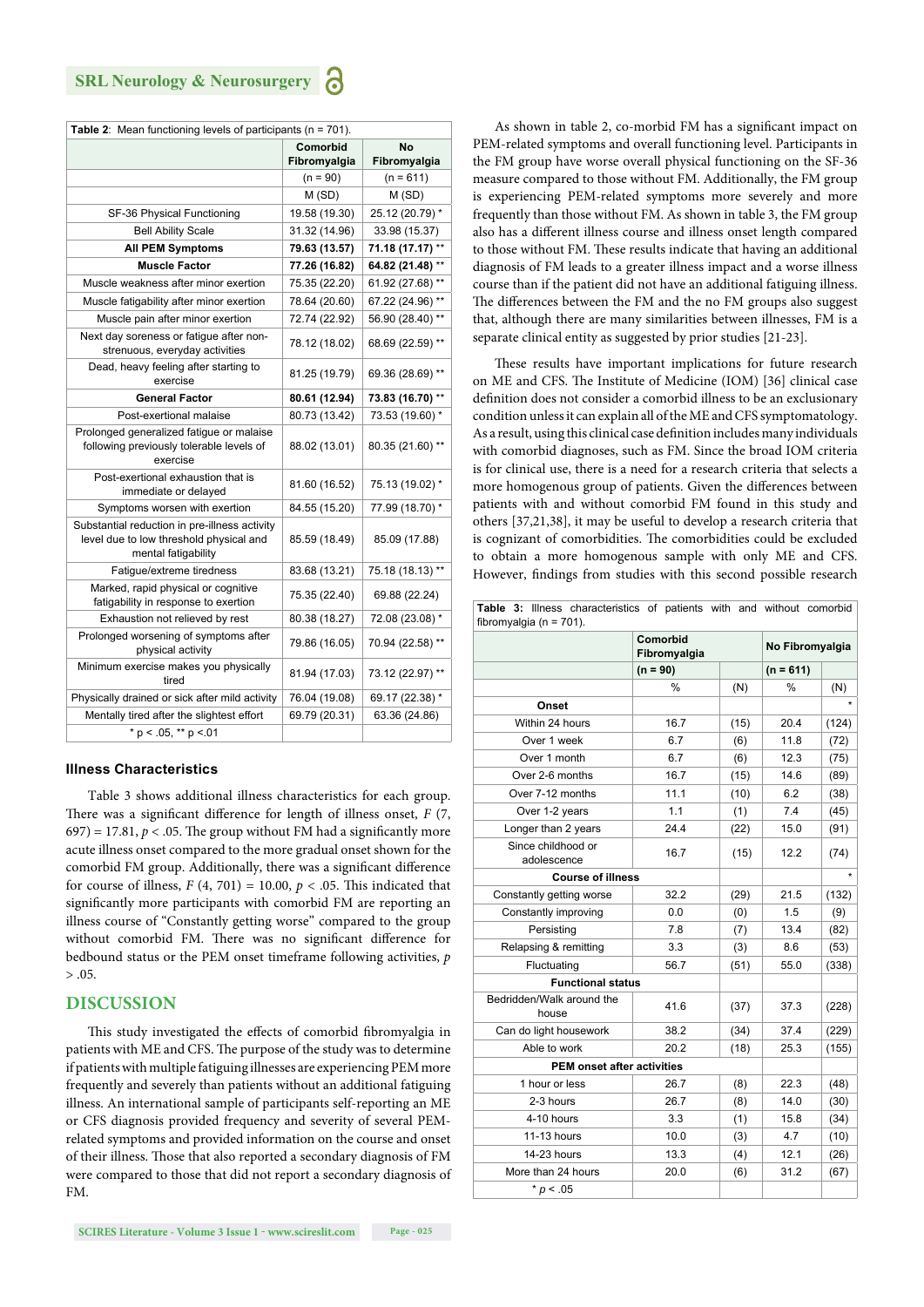**Table 2**: Mean functioning levels of participants (n = 701).

| | Comorbid Fibromyalgia | No Fibromyalgia |
|---|---|---|
| | (n = 90) | (n = 611) |
| | M (SD) | M (SD) |
| SF-36 Physical Functioning | 19.58 (19.30) | 25.12 (20.79) * |
| Bell Ability Scale | 31.32 (14.96) | 33.98 (15.37) |
| **All PEM Symptoms** | **79.63 (13.57)** | **71.18 (17.17) \*\*** |
| **Muscle Factor** | **77.26 (16.82)** | **64.82 (21.48) \*\*** |
| Muscle weakness after minor exertion | 75.35 (22.20) | 61.92 (27.68) ** |
| Muscle fatigability after minor exertion | 78.64 (20.60) | 67.22 (24.96) ** |
| Muscle pain after minor exertion | 72.74 (22.92) | 56.90 (28.40) ** |
| Next day soreness or fatigue after non-strenuous, everyday activities | 78.12 (18.02) | 68.69 (22.59) ** |
| Dead, heavy feeling after starting to exercise | 81.25 (19.79) | 69.36 (28.69) ** |
| **General Factor** | **80.61 (12.94)** | **73.83 (16.70) \*\*** |
| Post-exertional malaise | 80.73 (13.42) | 73.53 (19.60) * |
| Prolonged generalized fatigue or malaise following previously tolerable levels of exercise | 88.02 (13.01) | 80.35 (21.60) ** |
| Post-exertional exhaustion that is immediate or delayed | 81.60 (16.52) | 75.13 (19.02) * |
| Symptoms worsen with exertion | 84.55 (15.20) | 77.99 (18.70) * |
| Substantial reduction in pre-illness activity level due to low threshold physical and mental fatigability | 85.59 (18.49) | 85.09 (17.88) |
| Fatigue/extreme tiredness | 83.68 (13.21) | 75.18 (18.13) ** |
| Marked, rapid physical or cognitive fatigability in response to exertion | 75.35 (22.40) | 69.88 (22.24) |
| Exhaustion not relieved by rest | 80.38 (18.27) | 72.08 (23.08) * |
| Prolonged worsening of symptoms after physical activity | 79.86 (16.05) | 70.94 (22.58) ** |
| Minimum exercise makes you physically tired | 81.94 (17.03) | 73.12 (22.97) ** |
| Physically drained or sick after mild activity | 76.04 (19.08) | 69.17 (22.38) * |
| Mentally tired after the slightest effort | 69.79 (20.31) | 63.36 (24.86) |
| * p < .05, ** p <.01 | | |

### Illness Characteristics

Table 3 shows additional illness characteristics for each group. There was a significant difference for length of illness onset, $F$ (7, 697) = 17.81, $p < .05$. The group without FM had a significantly more acute illness onset compared to the more gradual onset shown for the comorbid FM group. Additionally, there was a significant difference for course of illness, $F$ (4, 701) = 10.00, $p < .05$. This indicated that significantly more participants with comorbid FM are reporting an illness course of "Constantly getting worse" compared to the group without comorbid FM. There was no significant difference for bedbound status or the PEM onset timeframe following activities, $p > .05$.

## DISCUSSION

This study investigated the effects of comorbid fibromyalgia in patients with ME and CFS. The purpose of the study was to determine if patients with multiple fatiguing illnesses are experiencing PEM more frequently and severely than patients without an additional fatiguing illness. An international sample of participants self-reporting an ME or CFS diagnosis provided frequency and severity of several PEM-related symptoms and provided information on the course and onset of their illness. Those that also reported a secondary diagnosis of FM were compared to those that did not report a secondary diagnosis of FM.

As shown in table 2, co-morbid FM has a significant impact on PEM-related symptoms and overall functioning level. Participants in the FM group have worse overall physical functioning on the SF-36 measure compared to those without FM. Additionally, the FM group is experiencing PEM-related symptoms more severely and more frequently than those without FM. As shown in table 3, the FM group also has a different illness course and illness onset length compared to those without FM. These results indicate that having an additional diagnosis of FM leads to a greater illness impact and a worse illness course than if the patient did not have an additional fatiguing illness. The differences between the FM and the no FM groups also suggest that, although there are many similarities between illnesses, FM is a separate clinical entity as suggested by prior studies [21-23].

These results have important implications for future research on ME and CFS. The Institute of Medicine (IOM) [36] clinical case definition does not consider a comorbid illness to be an exclusionary condition unless it can explain all of the ME and CFS symptomatology. As a result, using this clinical case definition includes many individuals with comorbid diagnoses, such as FM. Since the broad IOM criteria is for clinical use, there is a need for a research criteria that selects a more homogenous group of patients. Given the differences between patients with and without comorbid FM found in this study and others [37,21,38], it may be useful to develop a research criteria that is cognizant of comorbidities. The comorbidities could be excluded to obtain a more homogenous sample with only ME and CFS. However, findings from studies with this second possible research

**Table 3**: Illness characteristics of patients with and without comorbid fibromyalgia (n = 701).

| | Comorbid Fibromyalgia | | No Fibromyalgia | |
|---|---|---|---|---|
| | (n = 90) | | (n = 611) | |
| | % | (N) | % | (N) |
| **Onset** | | | | * |
| Within 24 hours | 16.7 | (15) | 20.4 | (124) |
| Over 1 week | 6.7 | (6) | 11.8 | (72) |
| Over 1 month | 6.7 | (6) | 12.3 | (75) |
| Over 2-6 months | 16.7 | (15) | 14.6 | (89) |
| Over 7-12 months | 11.1 | (10) | 6.2 | (38) |
| Over 1-2 years | 1.1 | (1) | 7.4 | (45) |
| Longer than 2 years | 24.4 | (22) | 15.0 | (91) |
| Since childhood or adolescence | 16.7 | (15) | 12.2 | (74) |
| **Course of illness** | | | | * |
| Constantly getting worse | 32.2 | (29) | 21.5 | (132) |
| Constantly improving | 0.0 | (0) | 1.5 | (9) |
| Persisting | 7.8 | (7) | 13.4 | (82) |
| Relapsing & remitting | 3.3 | (3) | 8.6 | (53) |
| Fluctuating | 56.7 | (51) | 55.0 | (338) |
| **Functional status** | | | | |
| Bedridden/Walk around the house | 41.6 | (37) | 37.3 | (228) |
| Can do light housework | 38.2 | (34) | 37.4 | (229) |
| Able to work | 20.2 | (18) | 25.3 | (155) |
| **PEM onset after activities** | | | | |
| 1 hour or less | 26.7 | (8) | 22.3 | (48) |
| 2-3 hours | 26.7 | (8) | 14.0 | (30) |
| 4-10 hours | 3.3 | (1) | 15.8 | (34) |
| 11-13 hours | 10.0 | (3) | 4.7 | (10) |
| 14-23 hours | 13.3 | (4) | 12.1 | (26) |
| More than 24 hours | 20.0 | (6) | 31.2 | (67) |
| * $p < .05$ | | | | |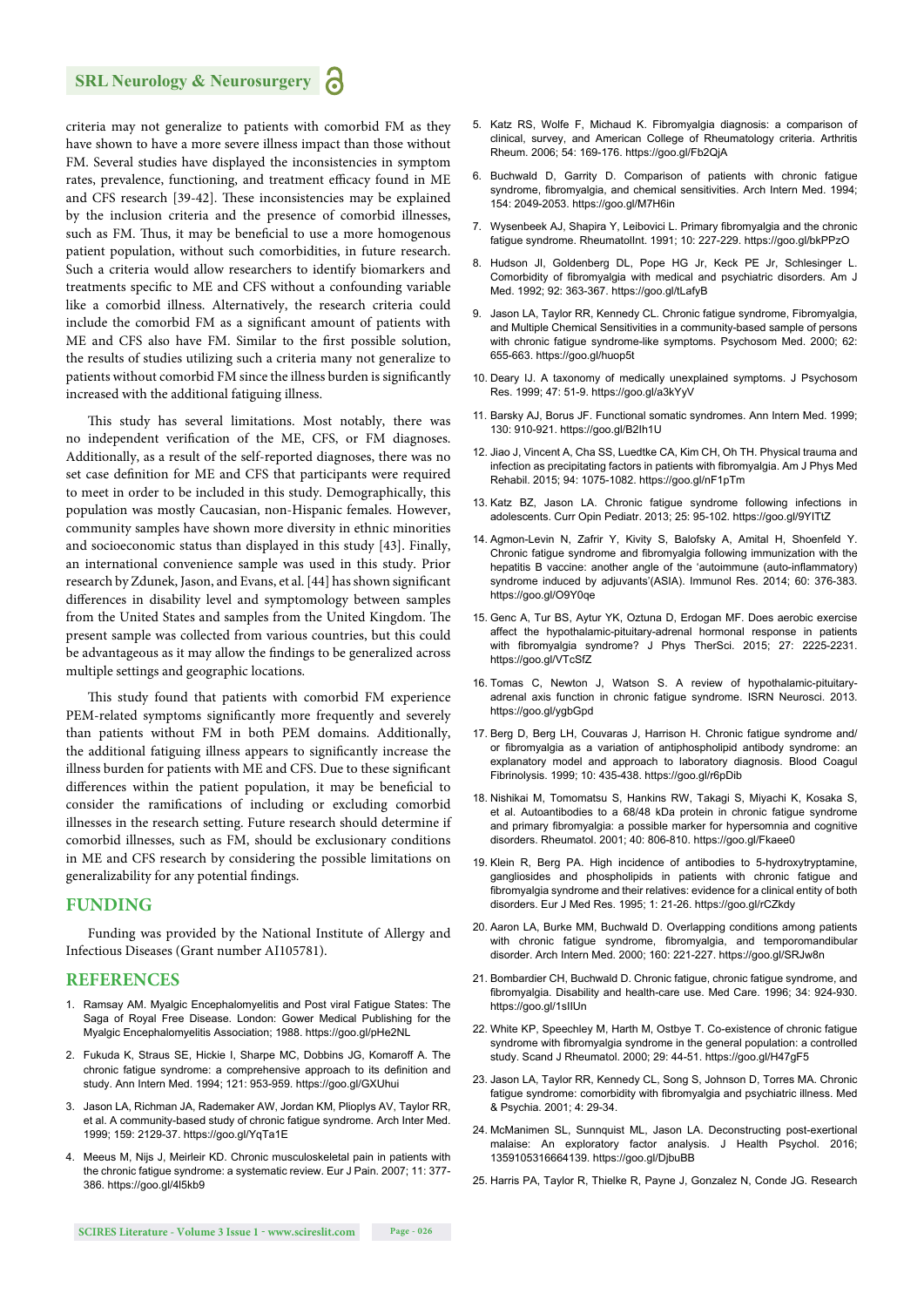criteria may not generalize to patients with comorbid FM as they have shown to have a more severe illness impact than those without FM. Several studies have displayed the inconsistencies in symptom rates, prevalence, functioning, and treatment efficacy found in ME and CFS research [39-42]. These inconsistencies may be explained by the inclusion criteria and the presence of comorbid illnesses, such as FM. Thus, it may be beneficial to use a more homogenous patient population, without such comorbidities, in future research. Such a criteria would allow researchers to identify biomarkers and treatments specific to ME and CFS without a confounding variable like a comorbid illness. Alternatively, the research criteria could include the comorbid FM as a significant amount of patients with ME and CFS also have FM. Similar to the first possible solution, the results of studies utilizing such a criteria many not generalize to patients without comorbid FM since the illness burden is significantly increased with the additional fatiguing illness.

This study has several limitations. Most notably, there was no independent verification of the ME, CFS, or FM diagnoses. Additionally, as a result of the self-reported diagnoses, there was no set case definition for ME and CFS that participants were required to meet in order to be included in this study. Demographically, this population was mostly Caucasian, non-Hispanic females. However, community samples have shown more diversity in ethnic minorities and socioeconomic status than displayed in this study [43]. Finally, an international convenience sample was used in this study. Prior research by Zdunek, Jason, and Evans, et al. [44] has shown significant differences in disability level and symptomology between samples from the United States and samples from the United Kingdom. The present sample was collected from various countries, but this could be advantageous as it may allow the findings to be generalized across multiple settings and geographic locations.

This study found that patients with comorbid FM experience PEM-related symptoms significantly more frequently and severely than patients without FM in both PEM domains. Additionally, the additional fatiguing illness appears to significantly increase the illness burden for patients with ME and CFS. Due to these significant differences within the patient population, it may be beneficial to consider the ramifications of including or excluding comorbid illnesses in the research setting. Future research should determine if comorbid illnesses, such as FM, should be exclusionary conditions in ME and CFS research by considering the possible limitations on generalizability for any potential findings.

## FUNDING

Funding was provided by the National Institute of Allergy and Infectious Diseases (Grant number AI105781).

## REFERENCES

1. Ramsay AM. Myalgic Encephalomyelitis and Post viral Fatigue States: The Saga of Royal Free Disease. London: Gower Medical Publishing for the Myalgic Encephalomyelitis Association; 1988. https://goo.gl/pHe2NL
2. Fukuda K, Straus SE, Hickie I, Sharpe MC, Dobbins JG, Komaroff A. The chronic fatigue syndrome: a comprehensive approach to its definition and study. Ann Intern Med. 1994; 121: 953-959. https://goo.gl/GXUhui
3. Jason LA, Richman JA, Rademaker AW, Jordan KM, Plioplys AV, Taylor RR, et al. A community-based study of chronic fatigue syndrome. Arch Inter Med. 1999; 159: 2129-37. https://goo.gl/YqTa1E
4. Meeus M, Nijs J, Meirleir KD. Chronic musculoskeletal pain in patients with the chronic fatigue syndrome: a systematic review. Eur J Pain. 2007; 11: 377-386. https://goo.gl/4l5kb9
5. Katz RS, Wolfe F, Michaud K. Fibromyalgia diagnosis: a comparison of clinical, survey, and American College of Rheumatology criteria. Arthritis Rheum. 2006; 54: 169-176. https://goo.gl/Fb2QjA
6. Buchwald D, Garrity D. Comparison of patients with chronic fatigue syndrome, fibromyalgia, and chemical sensitivities. Arch Intern Med. 1994; 154: 2049-2053. https://goo.gl/M7H6in
7. Wysenbeek AJ, Shapira Y, Leibovici L. Primary fibromyalgia and the chronic fatigue syndrome. RheumatolInt. 1991; 10: 227-229. https://goo.gl/bkPPzO
8. Hudson JI, Goldenberg DL, Pope HG Jr, Keck PE Jr, Schlesinger L. Comorbidity of fibromyalgia with medical and psychiatric disorders. Am J Med. 1992; 92: 363-367. https://goo.gl/tLafyB
9. Jason LA, Taylor RR, Kennedy CL. Chronic fatigue syndrome, Fibromyalgia, and Multiple Chemical Sensitivities in a community-based sample of persons with chronic fatigue syndrome-like symptoms. Psychosom Med. 2000; 62: 655-663. https://goo.gl/huop5t
10. Deary IJ. A taxonomy of medically unexplained symptoms. J Psychosom Res. 1999; 47: 51-9. https://goo.gl/a3kYyV
11. Barsky AJ, Borus JF. Functional somatic syndromes. Ann Intern Med. 1999; 130: 910-921. https://goo.gl/B2Ih1U
12. Jiao J, Vincent A, Cha SS, Luedtke CA, Kim CH, Oh TH. Physical trauma and infection as precipitating factors in patients with fibromyalgia. Am J Phys Med Rehabil. 2015; 94: 1075-1082. https://goo.gl/nF1pTm
13. Katz BZ, Jason LA. Chronic fatigue syndrome following infections in adolescents. Curr Opin Pediatr. 2013; 25: 95-102. https://goo.gl/9YITtZ
14. Agmon-Levin N, Zafrir Y, Kivity S, Balofsky A, Amital H, Shoenfeld Y. Chronic fatigue syndrome and fibromyalgia following immunization with the hepatitis B vaccine: another angle of the 'autoimmune (auto-inflammatory) syndrome induced by adjuvants'(ASIA). Immunol Res. 2014; 60: 376-383. https://goo.gl/O9Y0qe
15. Genc A, Tur BS, Aytur YK, Oztuna D, Erdogan MF. Does aerobic exercise affect the hypothalamic-pituitary-adrenal hormonal response in patients with fibromyalgia syndrome? J Phys TherSci. 2015; 27: 2225-2231. https://goo.gl/VTcSfZ
16. Tomas C, Newton J, Watson S. A review of hypothalamic-pituitary-adrenal axis function in chronic fatigue syndrome. ISRN Neurosci. 2013. https://goo.gl/ygbGpd
17. Berg D, Berg LH, Couvaras J, Harrison H. Chronic fatigue syndrome and/or fibromyalgia as a variation of antiphospholipid antibody syndrome: an explanatory model and approach to laboratory diagnosis. Blood Coagul Fibrinolysis. 1999; 10: 435-438. https://goo.gl/r6pDib
18. Nishikai M, Tomomatsu S, Hankins RW, Takagi S, Miyachi K, Kosaka S, et al. Autoantibodies to a 68/48 kDa protein in chronic fatigue syndrome and primary fibromyalgia: a possible marker for hypersomnia and cognitive disorders. Rheumatol. 2001; 40: 806-810. https://goo.gl/Fkaee0
19. Klein R, Berg PA. High incidence of antibodies to 5-hydroxytryptamine, gangliosides and phospholipids in patients with chronic fatigue and fibromyalgia syndrome and their relatives: evidence for a clinical entity of both disorders. Eur J Med Res. 1995; 1: 21-26. https://goo.gl/rCZkdy
20. Aaron LA, Burke MM, Buchwald D. Overlapping conditions among patients with chronic fatigue syndrome, fibromyalgia, and temporomandibular disorder. Arch Intern Med. 2000; 160: 221-227. https://goo.gl/SRJw8n
21. Bombardier CH, Buchwald D. Chronic fatigue, chronic fatigue syndrome, and fibromyalgia. Disability and health-care use. Med Care. 1996; 34: 924-930. https://goo.gl/1sIIUn
22. White KP, Speechley M, Harth M, Ostbye T. Co-existence of chronic fatigue syndrome with fibromyalgia syndrome in the general population: a controlled study. Scand J Rheumatol. 2000; 29: 44-51. https://goo.gl/H47gF5
23. Jason LA, Taylor RR, Kennedy CL, Song S, Johnson D, Torres MA. Chronic fatigue syndrome: comorbidity with fibromyalgia and psychiatric illness. Med & Psychia. 2001; 4: 29-34.
24. McManimen SL, Sunnquist ML, Jason LA. Deconstructing post-exertional malaise: An exploratory factor analysis. J Health Psychol. 2016; 1359105316664139. https://goo.gl/DjbuBB
25. Harris PA, Taylor R, Thielke R, Payne J, Gonzalez N, Conde JG. Research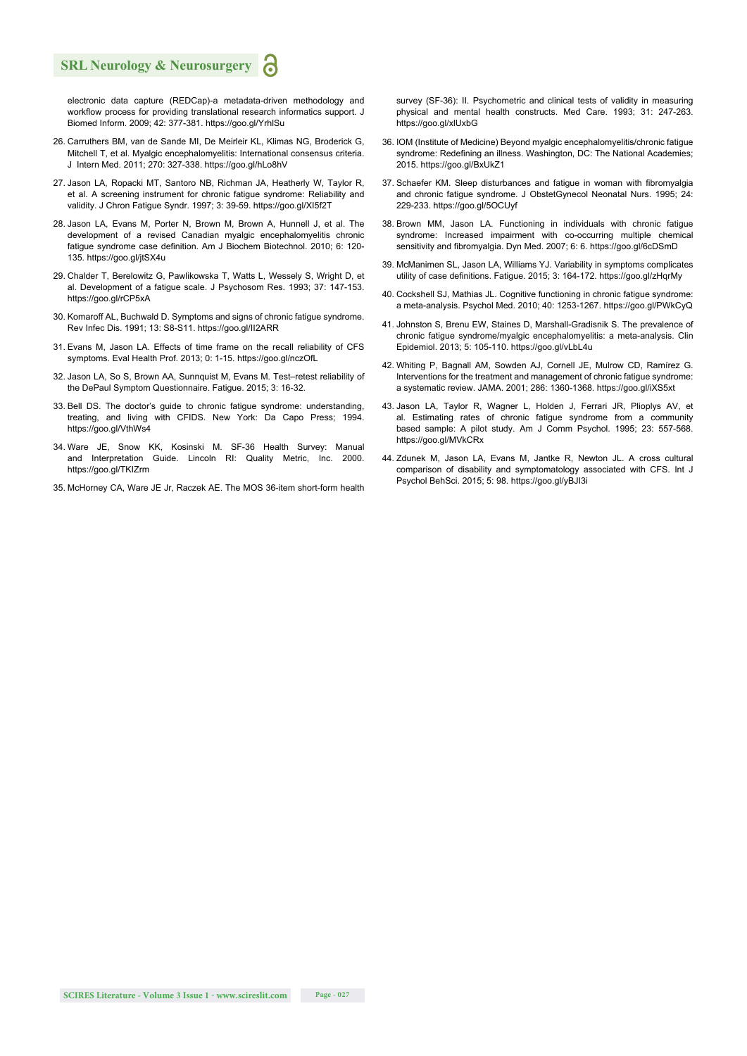electronic data capture (REDCap)-a metadata-driven methodology and workflow process for providing translational research informatics support. J Biomed Inform. 2009; 42: 377-381. https://goo.gl/YrhlSu

26. Carruthers BM, van de Sande MI, De Meirleir KL, Klimas NG, Broderick G, Mitchell T, et al. Myalgic encephalomyelitis: International consensus criteria. J Intern Med. 2011; 270: 327-338. https://goo.gl/hLo8hV

27. Jason LA, Ropacki MT, Santoro NB, Richman JA, Heatherly W, Taylor R, et al. A screening instrument for chronic fatigue syndrome: Reliability and validity. J Chron Fatigue Syndr. 1997; 3: 39-59. https://goo.gl/XI5f2T

28. Jason LA, Evans M, Porter N, Brown M, Brown A, Hunnell J, et al. The development of a revised Canadian myalgic encephalomyelitis chronic fatigue syndrome case definition. Am J Biochem Biotechnol. 2010; 6: 120-135. https://goo.gl/jtSX4u

29. Chalder T, Berelowitz G, Pawlikowska T, Watts L, Wessely S, Wright D, et al. Development of a fatigue scale. J Psychosom Res. 1993; 37: 147-153. https://goo.gl/rCP5xA

30. Komaroff AL, Buchwald D. Symptoms and signs of chronic fatigue syndrome. Rev Infec Dis. 1991; 13: S8-S11. https://goo.gl/II2ARR

31. Evans M, Jason LA. Effects of time frame on the recall reliability of CFS symptoms. Eval Health Prof. 2013; 0: 1-15. https://goo.gl/nczOfL

32. Jason LA, So S, Brown AA, Sunnquist M, Evans M. Test–retest reliability of the DePaul Symptom Questionnaire. Fatigue. 2015; 3: 16-32.

33. Bell DS. The doctor's guide to chronic fatigue syndrome: understanding, treating, and living with CFIDS. New York: Da Capo Press; 1994. https://goo.gl/VthWs4

34. Ware JE, Snow KK, Kosinski M. SF-36 Health Survey: Manual and Interpretation Guide. Lincoln RI: Quality Metric, Inc. 2000. https://goo.gl/TKIZrm

35. McHorney CA, Ware JE Jr, Raczek AE. The MOS 36-item short-form health survey (SF-36): II. Psychometric and clinical tests of validity in measuring physical and mental health constructs. Med Care. 1993; 31: 247-263. https://goo.gl/xlUxbG

36. IOM (Institute of Medicine) Beyond myalgic encephalomyelitis/chronic fatigue syndrome: Redefining an illness. Washington, DC: The National Academies; 2015. https://goo.gl/BxUkZ1

37. Schaefer KM. Sleep disturbances and fatigue in woman with fibromyalgia and chronic fatigue syndrome. J ObstetGynecol Neonatal Nurs. 1995; 24: 229-233. https://goo.gl/5OCUyf

38. Brown MM, Jason LA. Functioning in individuals with chronic fatigue syndrome: Increased impairment with co-occurring multiple chemical sensitivity and fibromyalgia. Dyn Med. 2007; 6: 6. https://goo.gl/6cDSmD

39. McManimen SL, Jason LA, Williams YJ. Variability in symptoms complicates utility of case definitions. Fatigue. 2015; 3: 164-172. https://goo.gl/zHqrMy

40. Cockshell SJ, Mathias JL. Cognitive functioning in chronic fatigue syndrome: a meta-analysis. Psychol Med. 2010; 40: 1253-1267. https://goo.gl/PWkCyQ

41. Johnston S, Brenu EW, Staines D, Marshall-Gradisnik S. The prevalence of chronic fatigue syndrome/myalgic encephalomyelitis: a meta-analysis. Clin Epidemiol. 2013; 5: 105-110. https://goo.gl/vLbL4u

42. Whiting P, Bagnall AM, Sowden AJ, Cornell JE, Mulrow CD, Ramírez G. Interventions for the treatment and management of chronic fatigue syndrome: a systematic review. JAMA. 2001; 286: 1360-1368. https://goo.gl/iXS5xt

43. Jason LA, Taylor R, Wagner L, Holden J, Ferrari JR, Plioplys AV, et al. Estimating rates of chronic fatigue syndrome from a community based sample: A pilot study. Am J Comm Psychol. 1995; 23: 557-568. https://goo.gl/MVkCRx

44. Zdunek M, Jason LA, Evans M, Jantke R, Newton JL. A cross cultural comparison of disability and symptomatology associated with CFS. Int J Psychol BehSci. 2015; 5: 98. https://goo.gl/yBJI3i